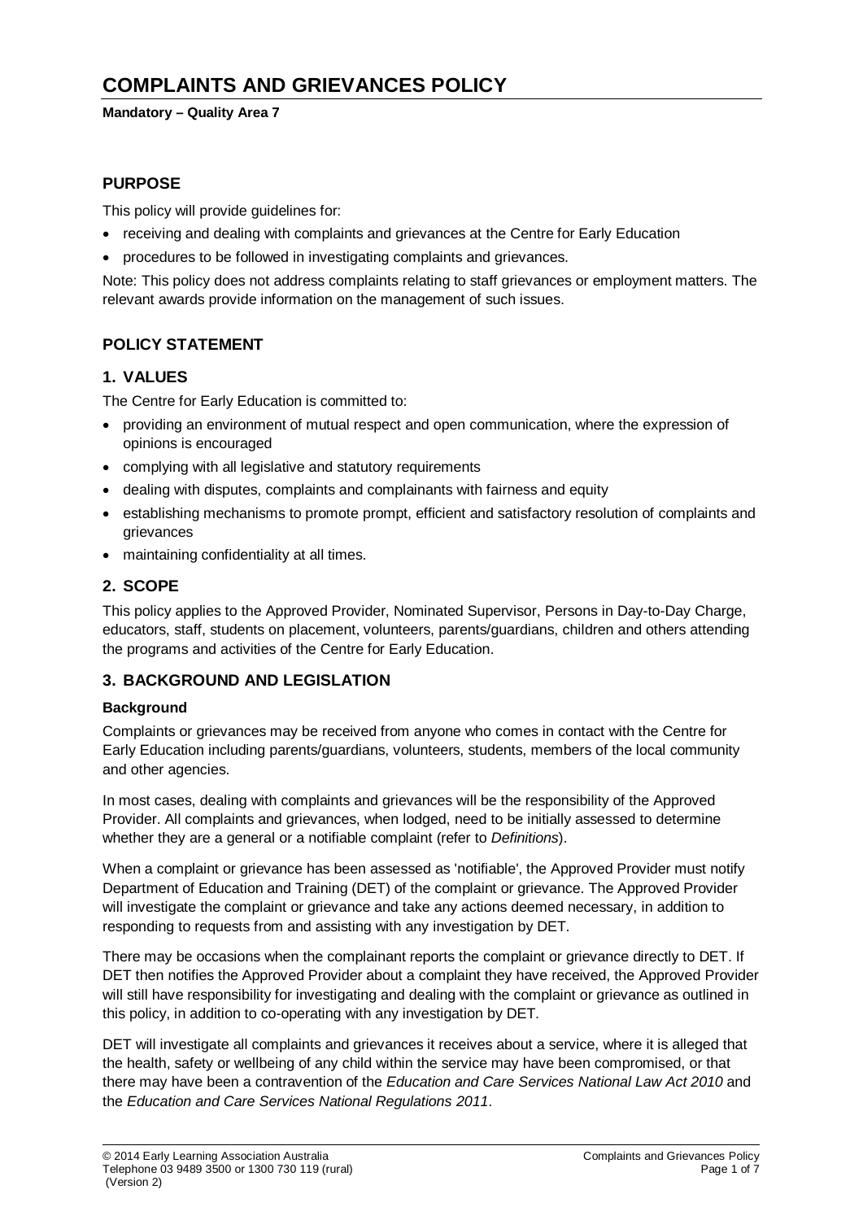# COMPLAINTS AND GRIEVANCES POLICY

**Mandatory – Quality Area 7**

## PURPOSE

This policy will provide guidelines for:

- receiving and dealing with complaints and grievances at the Centre for Early Education
- procedures to be followed in investigating complaints and grievances.

Note: This policy does not address complaints relating to staff grievances or employment matters. The relevant awards provide information on the management of such issues.

## POLICY STATEMENT

### 1. VALUES

The Centre for Early Education is committed to:

- providing an environment of mutual respect and open communication, where the expression of opinions is encouraged
- complying with all legislative and statutory requirements
- dealing with disputes, complaints and complainants with fairness and equity
- establishing mechanisms to promote prompt, efficient and satisfactory resolution of complaints and grievances
- maintaining confidentiality at all times.

### 2. SCOPE

This policy applies to the Approved Provider, Nominated Supervisor, Persons in Day-to-Day Charge, educators, staff, students on placement, volunteers, parents/guardians, children and others attending the programs and activities of the Centre for Early Education.

### 3. BACKGROUND AND LEGISLATION

#### Background

Complaints or grievances may be received from anyone who comes in contact with the Centre for Early Education including parents/guardians, volunteers, students, members of the local community and other agencies.

In most cases, dealing with complaints and grievances will be the responsibility of the Approved Provider. All complaints and grievances, when lodged, need to be initially assessed to determine whether they are a general or a notifiable complaint (refer to *Definitions*).

When a complaint or grievance has been assessed as 'notifiable', the Approved Provider must notify Department of Education and Training (DET) of the complaint or grievance. The Approved Provider will investigate the complaint or grievance and take any actions deemed necessary, in addition to responding to requests from and assisting with any investigation by DET.

There may be occasions when the complainant reports the complaint or grievance directly to DET. If DET then notifies the Approved Provider about a complaint they have received, the Approved Provider will still have responsibility for investigating and dealing with the complaint or grievance as outlined in this policy, in addition to co-operating with any investigation by DET.

DET will investigate all complaints and grievances it receives about a service, where it is alleged that the health, safety or wellbeing of any child within the service may have been compromised, or that there may have been a contravention of the *Education and Care Services National Law Act 2010* and the *Education and Care Services National Regulations 2011*.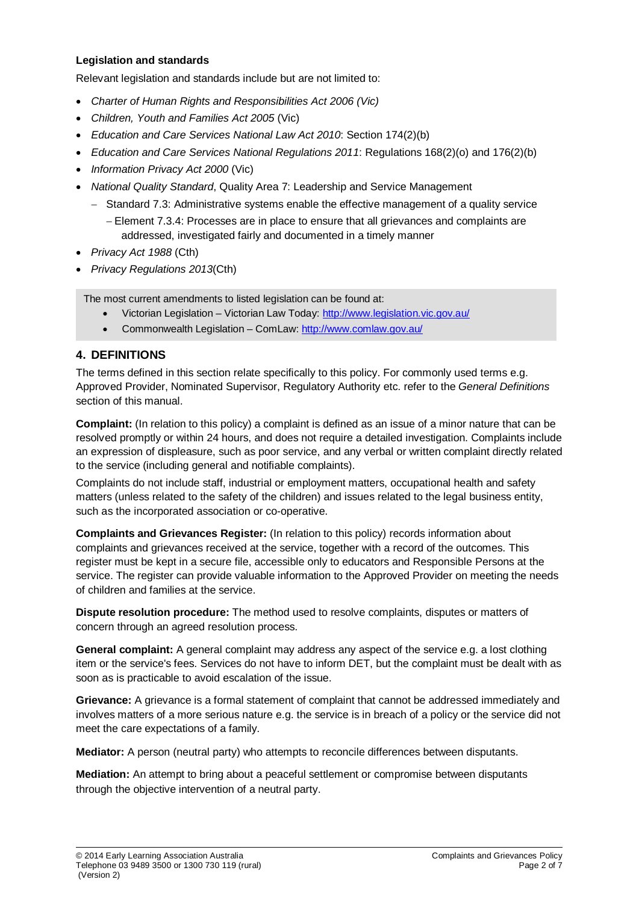**Legislation and standards**

Relevant legislation and standards include but are not limited to:

- *Charter of Human Rights and Responsibilities Act 2006 (Vic)*
- *Children, Youth and Families Act 2005* (Vic)
- *Education and Care Services National Law Act 2010*: Section 174(2)(b)
- *Education and Care Services National Regulations 2011*: Regulations 168(2)(o) and 176(2)(b)
- *Information Privacy Act 2000* (Vic)
- *National Quality Standard*, Quality Area 7: Leadership and Service Management
  - Standard 7.3: Administrative systems enable the effective management of a quality service
    - Element 7.3.4: Processes are in place to ensure that all grievances and complaints are addressed, investigated fairly and documented in a timely manner
- *Privacy Act 1988* (Cth)
- *Privacy Regulations 2013*(Cth)

> The most current amendments to listed legislation can be found at:
> - Victorian Legislation – Victorian Law Today: http://www.legislation.vic.gov.au/
> - Commonwealth Legislation – ComLaw: http://www.comlaw.gov.au/

## 4. DEFINITIONS

The terms defined in this section relate specifically to this policy. For commonly used terms e.g. Approved Provider, Nominated Supervisor, Regulatory Authority etc. refer to the *General Definitions* section of this manual.

**Complaint:** (In relation to this policy) a complaint is defined as an issue of a minor nature that can be resolved promptly or within 24 hours, and does not require a detailed investigation. Complaints include an expression of displeasure, such as poor service, and any verbal or written complaint directly related to the service (including general and notifiable complaints).

Complaints do not include staff, industrial or employment matters, occupational health and safety matters (unless related to the safety of the children) and issues related to the legal business entity, such as the incorporated association or co-operative.

**Complaints and Grievances Register:** (In relation to this policy) records information about complaints and grievances received at the service, together with a record of the outcomes. This register must be kept in a secure file, accessible only to educators and Responsible Persons at the service. The register can provide valuable information to the Approved Provider on meeting the needs of children and families at the service.

**Dispute resolution procedure:** The method used to resolve complaints, disputes or matters of concern through an agreed resolution process.

**General complaint:** A general complaint may address any aspect of the service e.g. a lost clothing item or the service's fees. Services do not have to inform DET, but the complaint must be dealt with as soon as is practicable to avoid escalation of the issue.

**Grievance:** A grievance is a formal statement of complaint that cannot be addressed immediately and involves matters of a more serious nature e.g. the service is in breach of a policy or the service did not meet the care expectations of a family.

**Mediator:** A person (neutral party) who attempts to reconcile differences between disputants.

**Mediation:** An attempt to bring about a peaceful settlement or compromise between disputants through the objective intervention of a neutral party.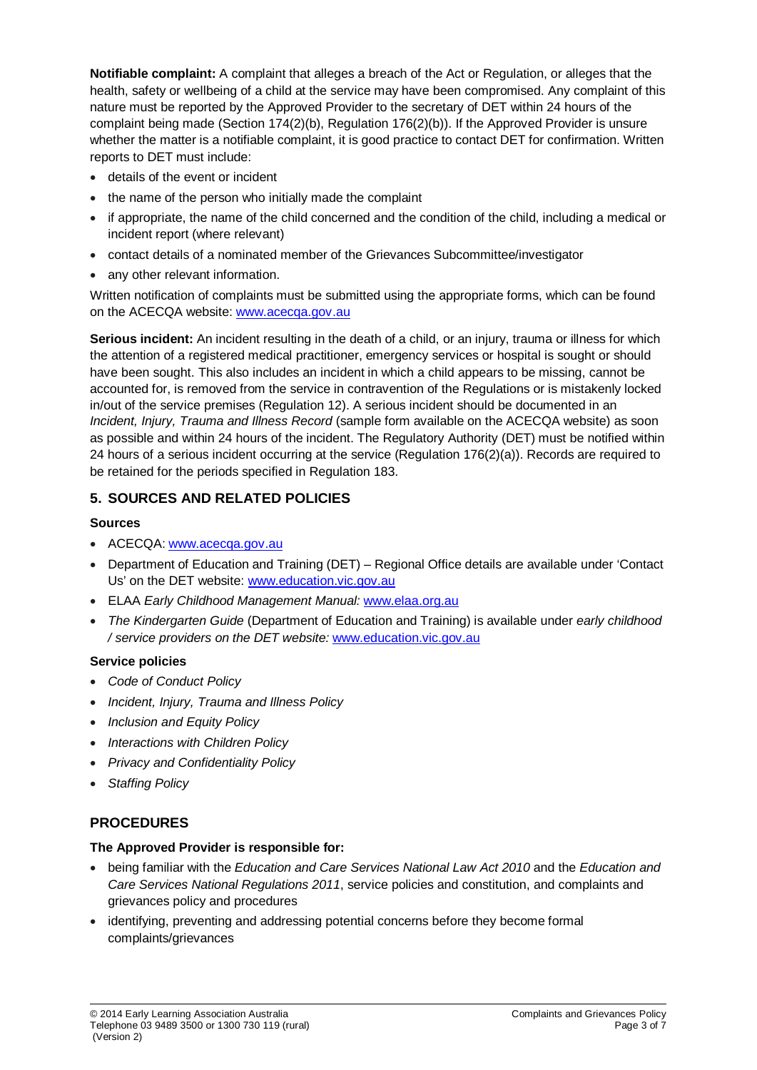**Notifiable complaint:** A complaint that alleges a breach of the Act or Regulation, or alleges that the health, safety or wellbeing of a child at the service may have been compromised. Any complaint of this nature must be reported by the Approved Provider to the secretary of DET within 24 hours of the complaint being made (Section 174(2)(b), Regulation 176(2)(b)). If the Approved Provider is unsure whether the matter is a notifiable complaint, it is good practice to contact DET for confirmation. Written reports to DET must include:

- details of the event or incident
- the name of the person who initially made the complaint
- if appropriate, the name of the child concerned and the condition of the child, including a medical or incident report (where relevant)
- contact details of a nominated member of the Grievances Subcommittee/investigator
- any other relevant information.

Written notification of complaints must be submitted using the appropriate forms, which can be found on the ACECQA website: www.acecqa.gov.au

**Serious incident:** An incident resulting in the death of a child, or an injury, trauma or illness for which the attention of a registered medical practitioner, emergency services or hospital is sought or should have been sought. This also includes an incident in which a child appears to be missing, cannot be accounted for, is removed from the service in contravention of the Regulations or is mistakenly locked in/out of the service premises (Regulation 12). A serious incident should be documented in an *Incident, Injury, Trauma and Illness Record* (sample form available on the ACECQA website) as soon as possible and within 24 hours of the incident. The Regulatory Authority (DET) must be notified within 24 hours of a serious incident occurring at the service (Regulation 176(2)(a)). Records are required to be retained for the periods specified in Regulation 183.

## 5. SOURCES AND RELATED POLICIES

### Sources

- ACECQA: www.acecqa.gov.au
- Department of Education and Training (DET) – Regional Office details are available under 'Contact Us' on the DET website: www.education.vic.gov.au
- ELAA *Early Childhood Management Manual:* www.elaa.org.au
- *The Kindergarten Guide* (Department of Education and Training) is available under *early childhood / service providers on the DET website:* www.education.vic.gov.au

### Service policies

- *Code of Conduct Policy*
- *Incident, Injury, Trauma and Illness Policy*
- *Inclusion and Equity Policy*
- *Interactions with Children Policy*
- *Privacy and Confidentiality Policy*
- *Staffing Policy*

## PROCEDURES

### The Approved Provider is responsible for:

- being familiar with the *Education and Care Services National Law Act 2010* and the *Education and Care Services National Regulations 2011*, service policies and constitution, and complaints and grievances policy and procedures
- identifying, preventing and addressing potential concerns before they become formal complaints/grievances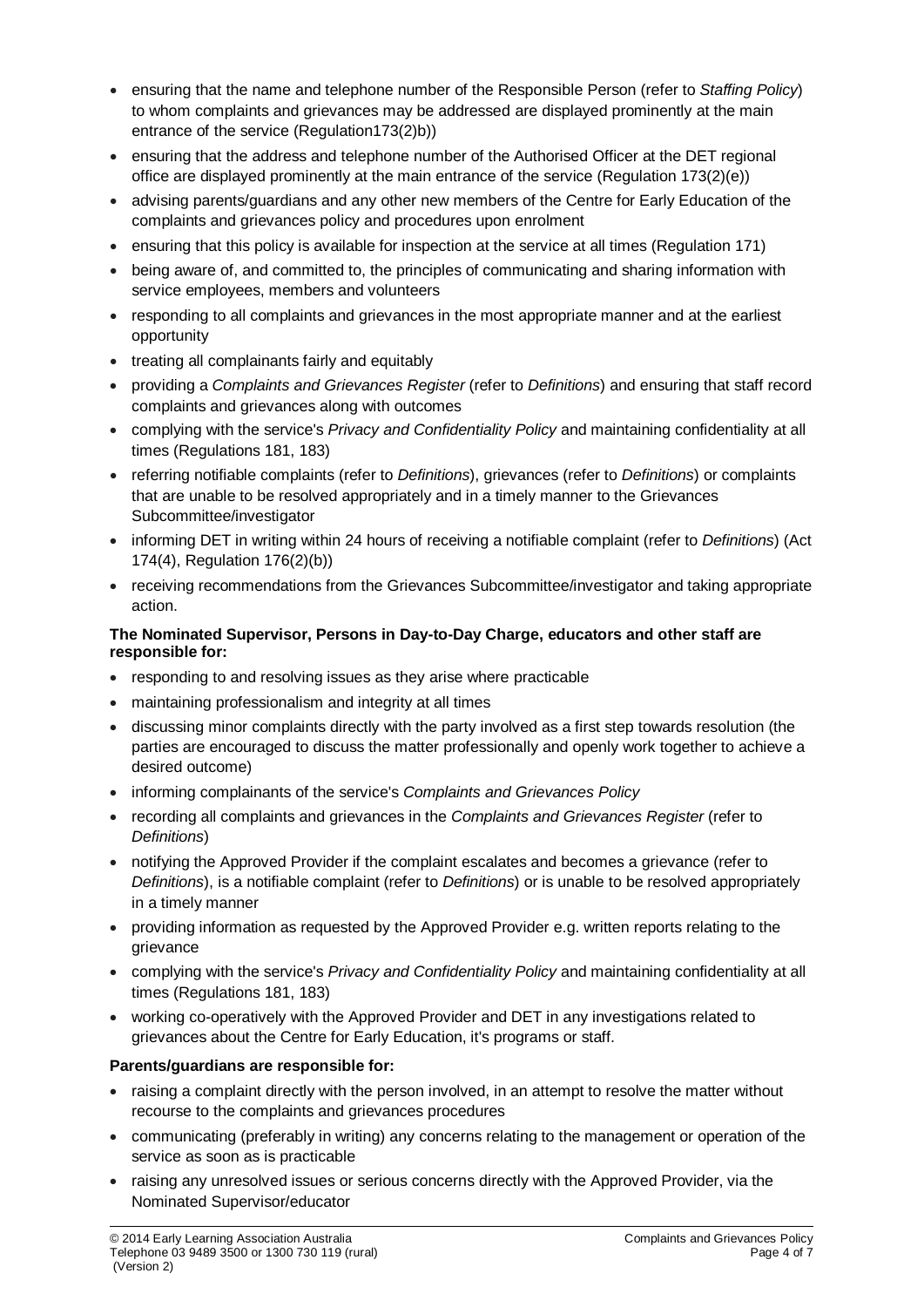- ensuring that the name and telephone number of the Responsible Person (refer to *Staffing Policy*) to whom complaints and grievances may be addressed are displayed prominently at the main entrance of the service (Regulation173(2)b))
- ensuring that the address and telephone number of the Authorised Officer at the DET regional office are displayed prominently at the main entrance of the service (Regulation 173(2)(e))
- advising parents/guardians and any other new members of the Centre for Early Education of the complaints and grievances policy and procedures upon enrolment
- ensuring that this policy is available for inspection at the service at all times (Regulation 171)
- being aware of, and committed to, the principles of communicating and sharing information with service employees, members and volunteers
- responding to all complaints and grievances in the most appropriate manner and at the earliest opportunity
- treating all complainants fairly and equitably
- providing a *Complaints and Grievances Register* (refer to *Definitions*) and ensuring that staff record complaints and grievances along with outcomes
- complying with the service's *Privacy and Confidentiality Policy* and maintaining confidentiality at all times (Regulations 181, 183)
- referring notifiable complaints (refer to *Definitions*), grievances (refer to *Definitions*) or complaints that are unable to be resolved appropriately and in a timely manner to the Grievances Subcommittee/investigator
- informing DET in writing within 24 hours of receiving a notifiable complaint (refer to *Definitions*) (Act 174(4), Regulation 176(2)(b))
- receiving recommendations from the Grievances Subcommittee/investigator and taking appropriate action.

**The Nominated Supervisor, Persons in Day-to-Day Charge, educators and other staff are responsible for:**

- responding to and resolving issues as they arise where practicable
- maintaining professionalism and integrity at all times
- discussing minor complaints directly with the party involved as a first step towards resolution (the parties are encouraged to discuss the matter professionally and openly work together to achieve a desired outcome)
- informing complainants of the service's *Complaints and Grievances Policy*
- recording all complaints and grievances in the *Complaints and Grievances Register* (refer to *Definitions*)
- notifying the Approved Provider if the complaint escalates and becomes a grievance (refer to *Definitions*), is a notifiable complaint (refer to *Definitions*) or is unable to be resolved appropriately in a timely manner
- providing information as requested by the Approved Provider e.g. written reports relating to the grievance
- complying with the service's *Privacy and Confidentiality Policy* and maintaining confidentiality at all times (Regulations 181, 183)
- working co-operatively with the Approved Provider and DET in any investigations related to grievances about the Centre for Early Education, it's programs or staff.

**Parents/guardians are responsible for:**

- raising a complaint directly with the person involved, in an attempt to resolve the matter without recourse to the complaints and grievances procedures
- communicating (preferably in writing) any concerns relating to the management or operation of the service as soon as is practicable
- raising any unresolved issues or serious concerns directly with the Approved Provider, via the Nominated Supervisor/educator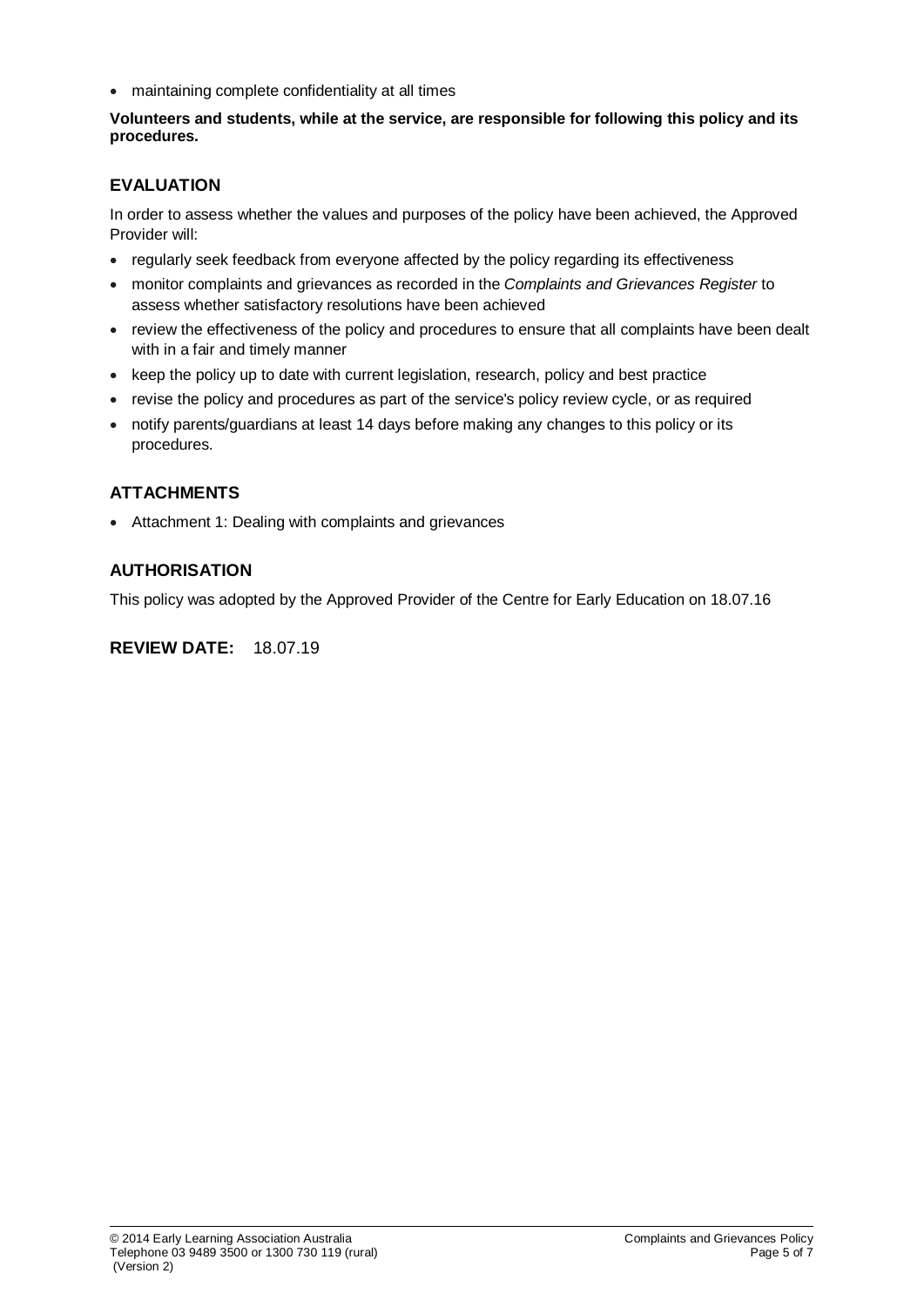- maintaining complete confidentiality at all times

**Volunteers and students, while at the service, are responsible for following this policy and its procedures.**

## EVALUATION

In order to assess whether the values and purposes of the policy have been achieved, the Approved Provider will:

- regularly seek feedback from everyone affected by the policy regarding its effectiveness
- monitor complaints and grievances as recorded in the *Complaints and Grievances Register* to assess whether satisfactory resolutions have been achieved
- review the effectiveness of the policy and procedures to ensure that all complaints have been dealt with in a fair and timely manner
- keep the policy up to date with current legislation, research, policy and best practice
- revise the policy and procedures as part of the service's policy review cycle, or as required
- notify parents/guardians at least 14 days before making any changes to this policy or its procedures.

## ATTACHMENTS

- Attachment 1: Dealing with complaints and grievances

## AUTHORISATION

This policy was adopted by the Approved Provider of the Centre for Early Education on 18.07.16

**REVIEW DATE:** 18.07.19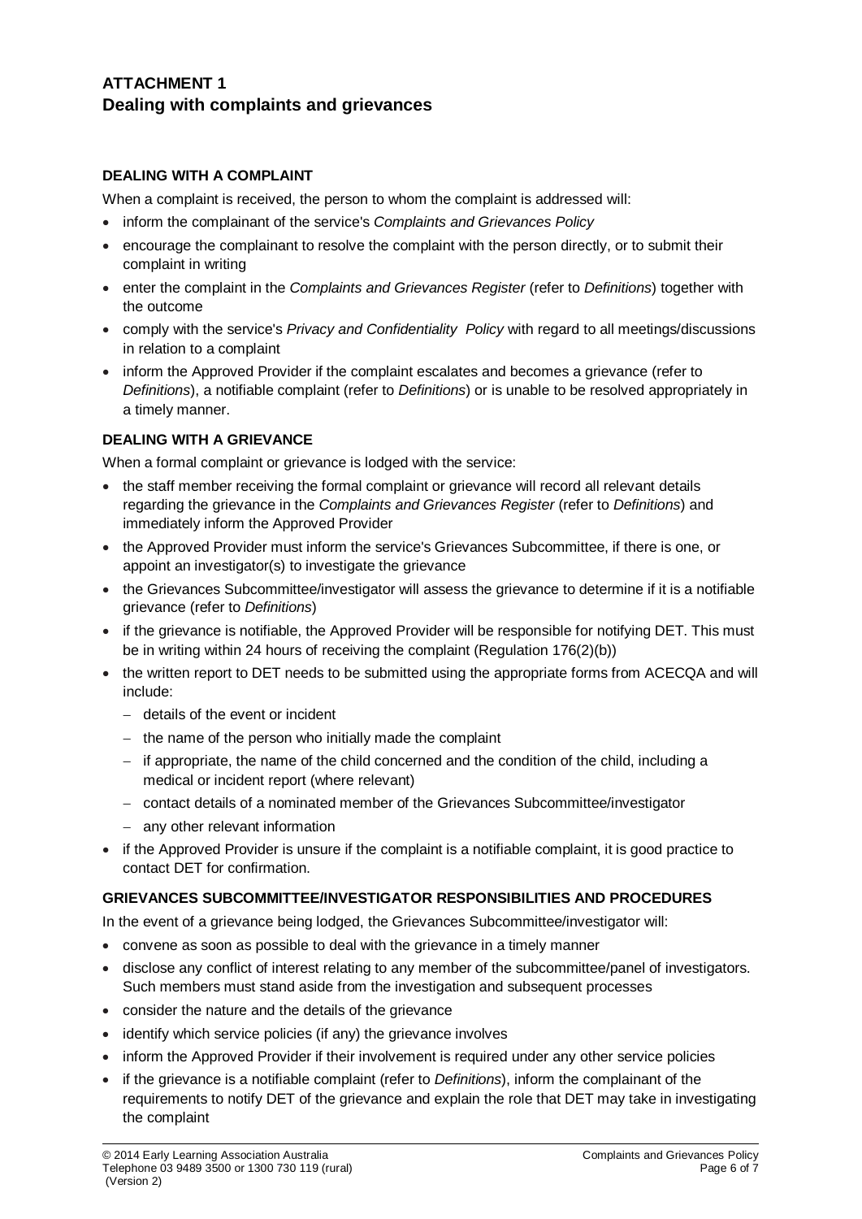# ATTACHMENT 1
## Dealing with complaints and grievances

### DEALING WITH A COMPLAINT

When a complaint is received, the person to whom the complaint is addressed will:

- inform the complainant of the service's *Complaints and Grievances Policy*
- encourage the complainant to resolve the complaint with the person directly, or to submit their complaint in writing
- enter the complaint in the *Complaints and Grievances Register* (refer to *Definitions*) together with the outcome
- comply with the service's *Privacy and Confidentiality Policy* with regard to all meetings/discussions in relation to a complaint
- inform the Approved Provider if the complaint escalates and becomes a grievance (refer to *Definitions*), a notifiable complaint (refer to *Definitions*) or is unable to be resolved appropriately in a timely manner.

### DEALING WITH A GRIEVANCE

When a formal complaint or grievance is lodged with the service:

- the staff member receiving the formal complaint or grievance will record all relevant details regarding the grievance in the *Complaints and Grievances Register* (refer to *Definitions*) and immediately inform the Approved Provider
- the Approved Provider must inform the service's Grievances Subcommittee, if there is one, or appoint an investigator(s) to investigate the grievance
- the Grievances Subcommittee/investigator will assess the grievance to determine if it is a notifiable grievance (refer to *Definitions*)
- if the grievance is notifiable, the Approved Provider will be responsible for notifying DET. This must be in writing within 24 hours of receiving the complaint (Regulation 176(2)(b))
- the written report to DET needs to be submitted using the appropriate forms from ACECQA and will include:
  - details of the event or incident
  - the name of the person who initially made the complaint
  - if appropriate, the name of the child concerned and the condition of the child, including a medical or incident report (where relevant)
  - contact details of a nominated member of the Grievances Subcommittee/investigator
  - any other relevant information
- if the Approved Provider is unsure if the complaint is a notifiable complaint, it is good practice to contact DET for confirmation.

### GRIEVANCES SUBCOMMITTEE/INVESTIGATOR RESPONSIBILITIES AND PROCEDURES

In the event of a grievance being lodged, the Grievances Subcommittee/investigator will:

- convene as soon as possible to deal with the grievance in a timely manner
- disclose any conflict of interest relating to any member of the subcommittee/panel of investigators. Such members must stand aside from the investigation and subsequent processes
- consider the nature and the details of the grievance
- identify which service policies (if any) the grievance involves
- inform the Approved Provider if their involvement is required under any other service policies
- if the grievance is a notifiable complaint (refer to *Definitions*), inform the complainant of the requirements to notify DET of the grievance and explain the role that DET may take in investigating the complaint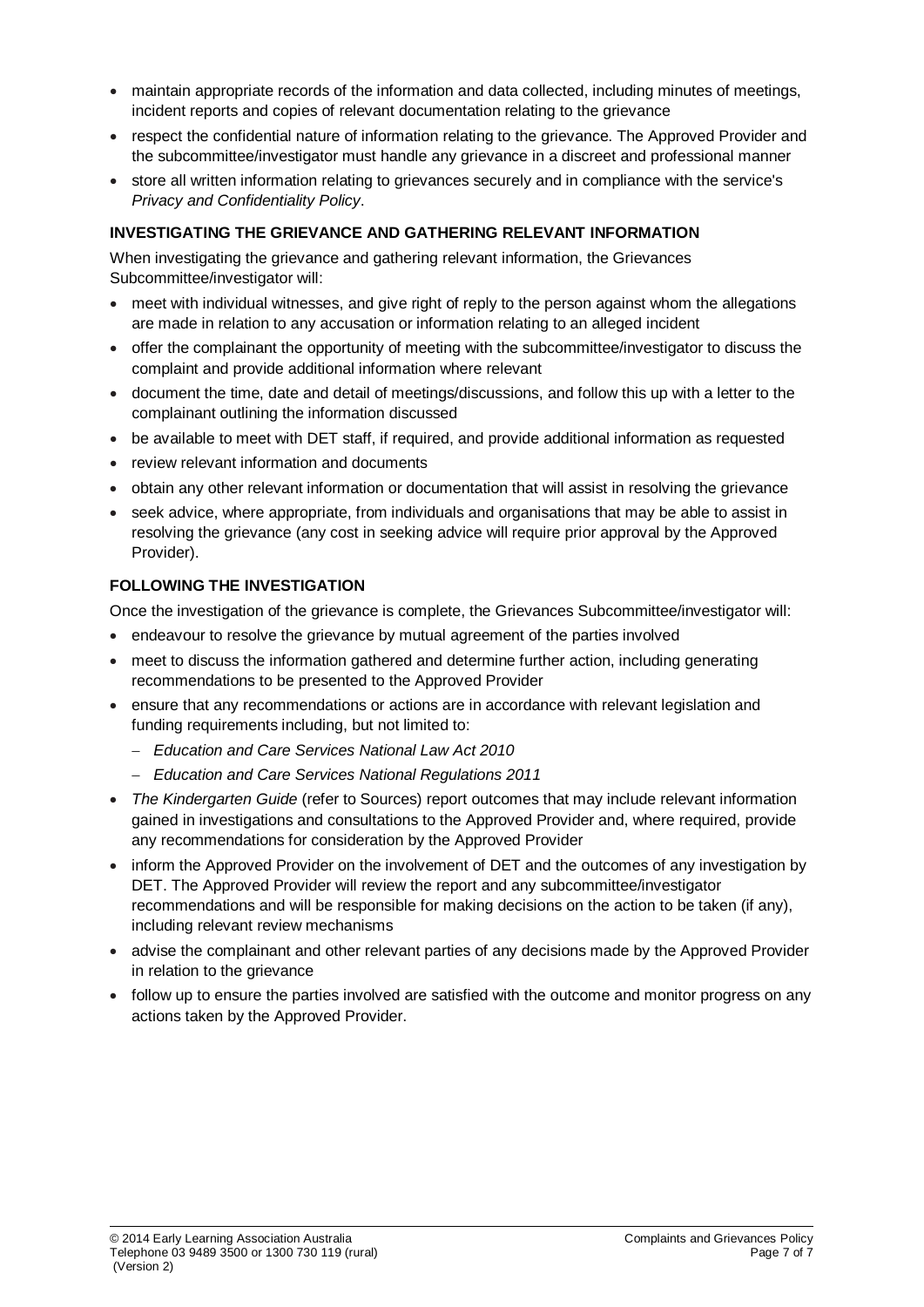- maintain appropriate records of the information and data collected, including minutes of meetings, incident reports and copies of relevant documentation relating to the grievance
- respect the confidential nature of information relating to the grievance. The Approved Provider and the subcommittee/investigator must handle any grievance in a discreet and professional manner
- store all written information relating to grievances securely and in compliance with the service's *Privacy and Confidentiality Policy*.

**INVESTIGATING THE GRIEVANCE AND GATHERING RELEVANT INFORMATION**

When investigating the grievance and gathering relevant information, the Grievances Subcommittee/investigator will:

- meet with individual witnesses, and give right of reply to the person against whom the allegations are made in relation to any accusation or information relating to an alleged incident
- offer the complainant the opportunity of meeting with the subcommittee/investigator to discuss the complaint and provide additional information where relevant
- document the time, date and detail of meetings/discussions, and follow this up with a letter to the complainant outlining the information discussed
- be available to meet with DET staff, if required, and provide additional information as requested
- review relevant information and documents
- obtain any other relevant information or documentation that will assist in resolving the grievance
- seek advice, where appropriate, from individuals and organisations that may be able to assist in resolving the grievance (any cost in seeking advice will require prior approval by the Approved Provider).

**FOLLOWING THE INVESTIGATION**

Once the investigation of the grievance is complete, the Grievances Subcommittee/investigator will:

- endeavour to resolve the grievance by mutual agreement of the parties involved
- meet to discuss the information gathered and determine further action, including generating recommendations to be presented to the Approved Provider
- ensure that any recommendations or actions are in accordance with relevant legislation and funding requirements including, but not limited to:
  - *Education and Care Services National Law Act 2010*
  - *Education and Care Services National Regulations 2011*
- *The Kindergarten Guide* (refer to Sources) report outcomes that may include relevant information gained in investigations and consultations to the Approved Provider and, where required, provide any recommendations for consideration by the Approved Provider
- inform the Approved Provider on the involvement of DET and the outcomes of any investigation by DET. The Approved Provider will review the report and any subcommittee/investigator recommendations and will be responsible for making decisions on the action to be taken (if any), including relevant review mechanisms
- advise the complainant and other relevant parties of any decisions made by the Approved Provider in relation to the grievance
- follow up to ensure the parties involved are satisfied with the outcome and monitor progress on any actions taken by the Approved Provider.